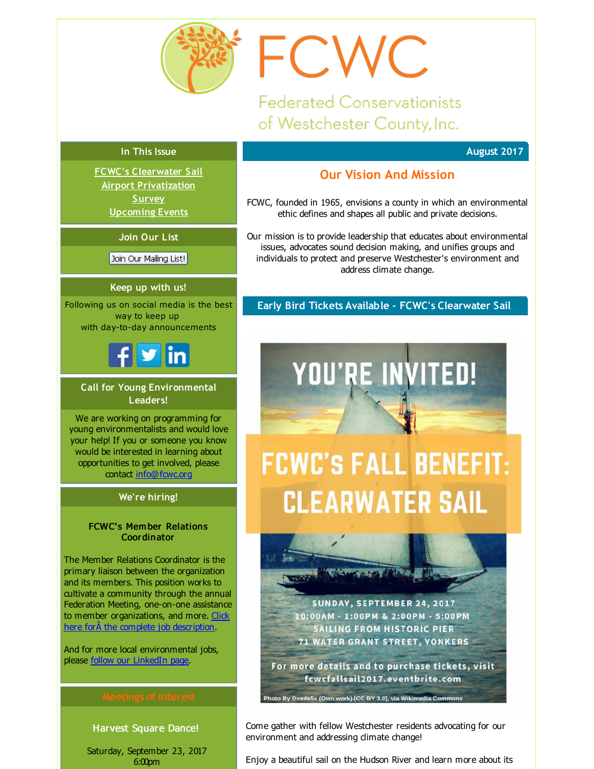# FCWC

Federated Conservationists of Westchester County, Inc.

## In This Issue

FCWC's Clearwater Sail
Airport Privatization
Survey
Upcoming Events

## Join Our List

Join Our Mailing List!

## Keep up with us!

Following us on social media is the best way to keep up with day-to-day announcements

## Call for Young Environmental Leaders!

We are working on programming for young environmentalists and would love your help! If you or someone you know would be interested in learning about opportunities to get involved, please contact info@fcwc.org

## We're hiring!

**FCWC's Member Relations Coordinator**

The Member Relations Coordinator is the primary liaison between the organization and its members. This position works to cultivate a community through the annual Federation Meeting, one-on-one assistance to member organizations, and more. Click here forÂ the complete job description.

And for more local environmental jobs, please follow our LinkedIn page.

## Meetings of Interest

**Harvest Square Dance!**

Saturday, September 23, 2017
6:00pm

August 2017

## Our Vision And Mission

FCWC, founded in 1965, envisions a county in which an environmental ethic defines and shapes all public and private decisions.

Our mission is to provide leadership that educates about environmental issues, advocates sound decision making, and unifies groups and individuals to protect and preserve Westchester's environment and address climate change.

## Early Bird Tickets Available - FCWC's Clearwater Sail

YOU'RE INVITED!

FCWC's FALL BENEFIT: CLEARWATER SAIL

SUNDAY, SEPTEMBER 24, 2017
10:00AM - 1:00PM & 2:00PM - 5:00PM
SAILING FROM HISTORIC PIER
71 WATER GRANT STREET, YONKERS

For more details and to purchase tickets, visit fcwcfallsail2017.eventbrite.com

Photo By Dxede5x (Own work) [CC BY 3.0], via Wikimedia Commons

Come gather with fellow Westchester residents advocating for our environment and addressing climate change!

Enjoy a beautiful sail on the Hudson River and learn more about its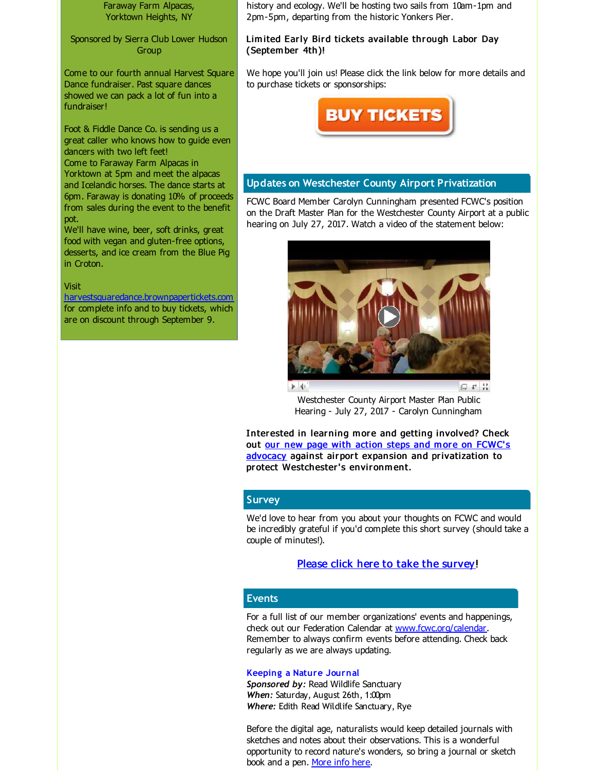Faraway Farm Alpacas, Yorktown Heights, NY

Sponsored by Sierra Club Lower Hudson Group

Come to our fourth annual Harvest Square Dance fundraiser. Past square dances showed we can pack a lot of fun into a fundraiser!

Foot & Fiddle Dance Co. is sending us a great caller who knows how to guide even dancers with two left feet!
Come to Faraway Farm Alpacas in Yorktown at 5pm and meet the alpacas and Icelandic horses. The dance starts at 6pm. Faraway is donating 10% of proceeds from sales during the event to the benefit pot.
We'll have wine, beer, soft drinks, great food with vegan and gluten-free options, desserts, and ice cream from the Blue Pig in Croton.

Visit harvestsquaredance.brownpapertickets.com for complete info and to buy tickets, which are on discount through September 9.

history and ecology. We'll be hosting two sails from 10am-1pm and 2pm-5pm, departing from the historic Yonkers Pier.

**Limited Early Bird tickets available through Labor Day (September 4th)!**

We hope you'll join us! Please click the link below for more details and to purchase tickets or sponsorships:

BUY TICKETS

## Updates on Westchester County Airport Privatization

FCWC Board Member Carolyn Cunningham presented FCWC's position on the Draft Master Plan for the Westchester County Airport at a public hearing on July 27, 2017. Watch a video of the statement below:

Westchester County Airport Master Plan Public Hearing - July 27, 2017 - Carolyn Cunningham

**Interested in learning more and getting involved? Check out [our new page with action steps and more on FCWC's advocacy](#) against airport expansion and privatization to protect Westchester's environment.**

## Survey

We'd love to hear from you about your thoughts on FCWC and would be incredibly grateful if you'd complete this short survey (should take a couple of minutes!).

[Please click here to take the survey](#)!

## Events

For a full list of our member organizations' events and happenings, check out our Federation Calendar at www.fcwc.org/calendar. Remember to always confirm events before attending. Check back regularly as we are always updating.

**Keeping a Nature Journal**
***Sponsored by:*** Read Wildlife Sanctuary
***When:*** Saturday, August 26th, 1:00pm
***Where:*** Edith Read Wildlife Sanctuary, Rye

Before the digital age, naturalists would keep detailed journals with sketches and notes about their observations. This is a wonderful opportunity to record nature's wonders, so bring a journal or sketch book and a pen. [More info here](#).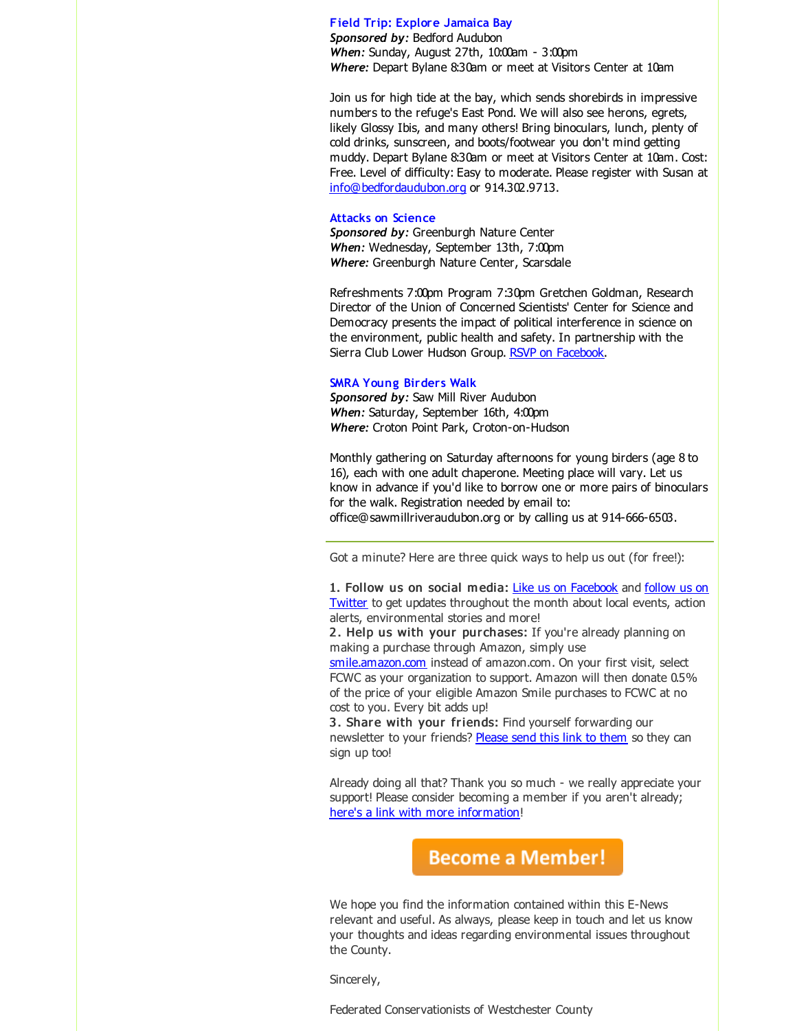### Field Trip: Explore Jamaica Bay

***Sponsored by:*** Bedford Audubon
***When:*** Sunday, August 27th, 10:00am - 3:00pm
***Where:*** Depart Bylane 8:30am or meet at Visitors Center at 10am

Join us for high tide at the bay, which sends shorebirds in impressive numbers to the refuge's East Pond. We will also see herons, egrets, likely Glossy Ibis, and many others! Bring binoculars, lunch, plenty of cold drinks, sunscreen, and boots/footwear you don't mind getting muddy. Depart Bylane 8:30am or meet at Visitors Center at 10am. Cost: Free. Level of difficulty: Easy to moderate. Please register with Susan at info@bedfordaudubon.org or 914.302.9713.

### Attacks on Science

***Sponsored by:*** Greenburgh Nature Center
***When:*** Wednesday, September 13th, 7:00pm
***Where:*** Greenburgh Nature Center, Scarsdale

Refreshments 7:00pm Program 7:30pm Gretchen Goldman, Research Director of the Union of Concerned Scientists' Center for Science and Democracy presents the impact of political interference in science on the environment, public health and safety. In partnership with the Sierra Club Lower Hudson Group. RSVP on Facebook.

### SMRA Young Birders Walk

***Sponsored by:*** Saw Mill River Audubon
***When:*** Saturday, September 16th, 4:00pm
***Where:*** Croton Point Park, Croton-on-Hudson

Monthly gathering on Saturday afternoons for young birders (age 8 to 16), each with one adult chaperone. Meeting place will vary. Let us know in advance if you'd like to borrow one or more pairs of binoculars for the walk. Registration needed by email to: office@sawmillriveraudubon.org or by calling us at 914-666-6503.

---

Got a minute? Here are three quick ways to help us out (for free!):

**1. Follow us on social media:** Like us on Facebook and follow us on Twitter to get updates throughout the month about local events, action alerts, environmental stories and more!
**2. Help us with your purchases:** If you're already planning on making a purchase through Amazon, simply use smile.amazon.com instead of amazon.com. On your first visit, select FCWC as your organization to support. Amazon will then donate 0.5% of the price of your eligible Amazon Smile purchases to FCWC at no cost to you. Every bit adds up!
**3. Share with your friends:** Find yourself forwarding our newsletter to your friends? Please send this link to them so they can sign up too!

Already doing all that? Thank you so much - we really appreciate your support! Please consider becoming a member if you aren't already; here's a link with more information!

Become a Member!

We hope you find the information contained within this E-News relevant and useful. As always, please keep in touch and let us know your thoughts and ideas regarding environmental issues throughout the County.

Sincerely,

Federated Conservationists of Westchester County